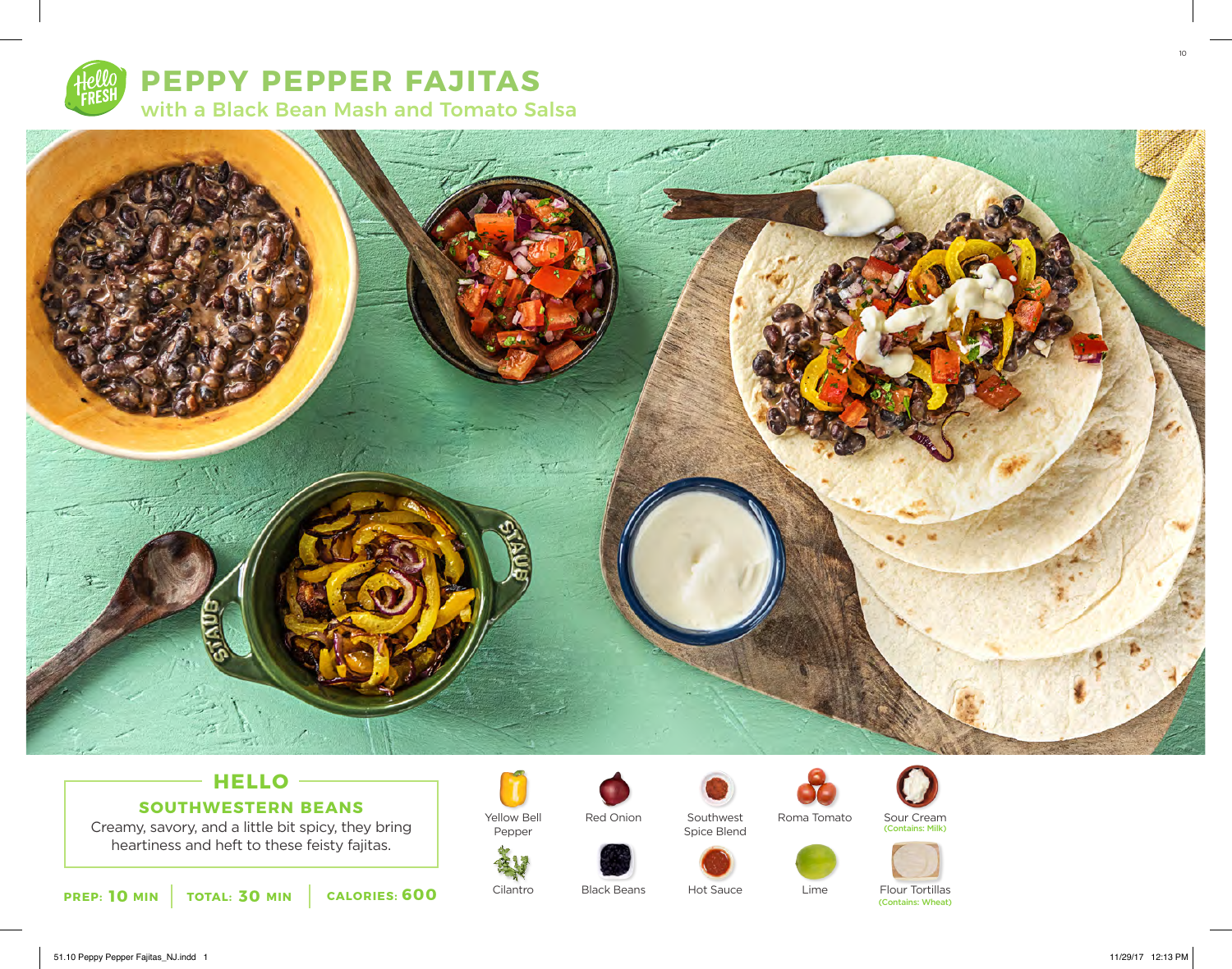# PEPPY PEPPER FAJITAS

## with a Black Bean Mash and Tomato Salsa

### HELLO

**SOUTHWESTERN BEANS**

Creamy, savory, and a little bit spicy, they bring heartiness and heft to these feisty fajitas.

**PREP: 10 MIN** | **TOTAL: 30 MIN** | **CALORIES: 600**

- Yellow Bell Pepper
- Red Onion
- Southwest Spice Blend
- Roma Tomato
- Sour Cream (Contains: Milk)
- Cilantro
- Black Beans
- Hot Sauce
- Lime
- Flour Tortillas (Contains: Wheat)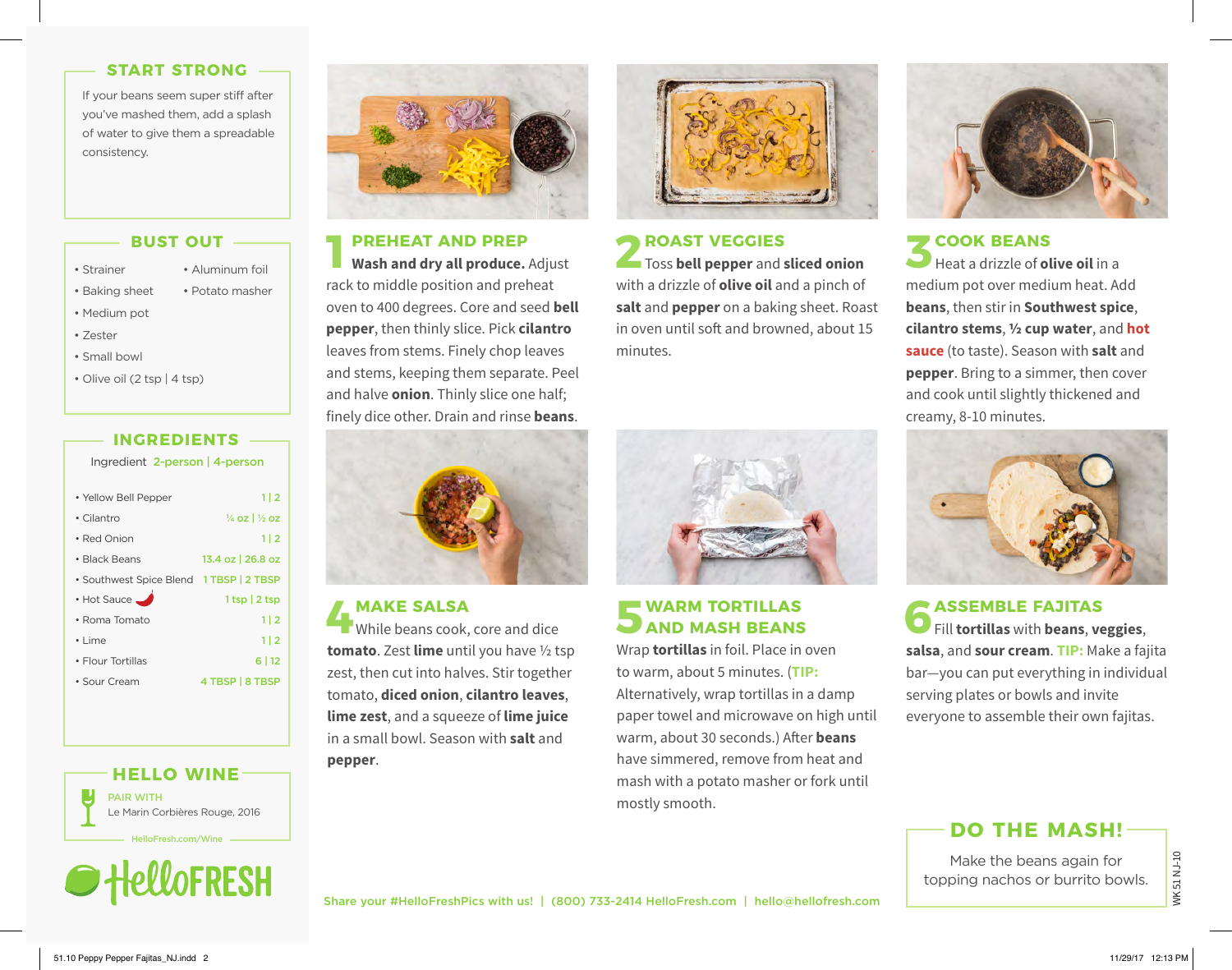## START STRONG

If your beans seem super stiff after you've mashed them, add a splash of water to give them a spreadable consistency.

## BUST OUT

- Strainer
- Baking sheet
- Medium pot
- Zester
- Small bowl
- Olive oil (2 tsp | 4 tsp)
- Aluminum foil
- Potato masher

## INGREDIENTS

| Ingredient | 2-person \| 4-person |
|---|---|
| Yellow Bell Pepper | 1 \| 2 |
| Cilantro | ¼ oz \| ½ oz |
| Red Onion | 1 \| 2 |
| Black Beans | 13.4 oz \| 26.8 oz |
| Southwest Spice Blend | 1 TBSP \| 2 TBSP |
| Hot Sauce | 1 tsp \| 2 tsp |
| Roma Tomato | 1 \| 2 |
| Lime | 1 \| 2 |
| Flour Tortillas | 6 \| 12 |
| Sour Cream | 4 TBSP \| 8 TBSP |

## HELLO WINE

PAIR WITH
Le Marin Corbières Rouge, 2016

HelloFresh.com/Wine

HelloFRESH

## 1 PREHEAT AND PREP

**Wash and dry all produce.** Adjust rack to middle position and preheat oven to 400 degrees. Core and seed **bell pepper**, then thinly slice. Pick **cilantro** leaves from stems. Finely chop leaves and stems, keeping them separate. Peel and halve **onion**. Thinly slice one half; finely dice other. Drain and rinse **beans**.

## 2 ROAST VEGGIES

Toss **bell pepper** and **sliced onion** with a drizzle of **olive oil** and a pinch of **salt** and **pepper** on a baking sheet. Roast in oven until soft and browned, about 15 minutes.

## 3 COOK BEANS

Heat a drizzle of **olive oil** in a medium pot over medium heat. Add **beans**, then stir in **Southwest spice**, **cilantro stems**, **½ cup water**, and **hot sauce** (to taste). Season with **salt** and **pepper**. Bring to a simmer, then cover and cook until slightly thickened and creamy, 8-10 minutes.

## 4 MAKE SALSA

While beans cook, core and dice **tomato**. Zest **lime** until you have ½ tsp zest, then cut into halves. Stir together tomato, **diced onion**, **cilantro leaves**, **lime zest**, and a squeeze of **lime juice** in a small bowl. Season with **salt** and **pepper**.

## 5 WARM TORTILLAS AND MASH BEANS

Wrap **tortillas** in foil. Place in oven to warm, about 5 minutes. (**TIP:** Alternatively, wrap tortillas in a damp paper towel and microwave on high until warm, about 30 seconds.) After **beans** have simmered, remove from heat and mash with a potato masher or fork until mostly smooth.

## 6 ASSEMBLE FAJITAS

Fill **tortillas** with **beans**, **veggies**, **salsa**, and **sour cream**. **TIP:** Make a fajita bar—you can put everything in individual serving plates or bowls and invite everyone to assemble their own fajitas.

## DO THE MASH!

Make the beans again for topping nachos or burrito bowls.

Share your #HelloFreshPics with us! | (800) 733-2414 HelloFresh.com | hello@hellofresh.com

WK 51 NJ-10